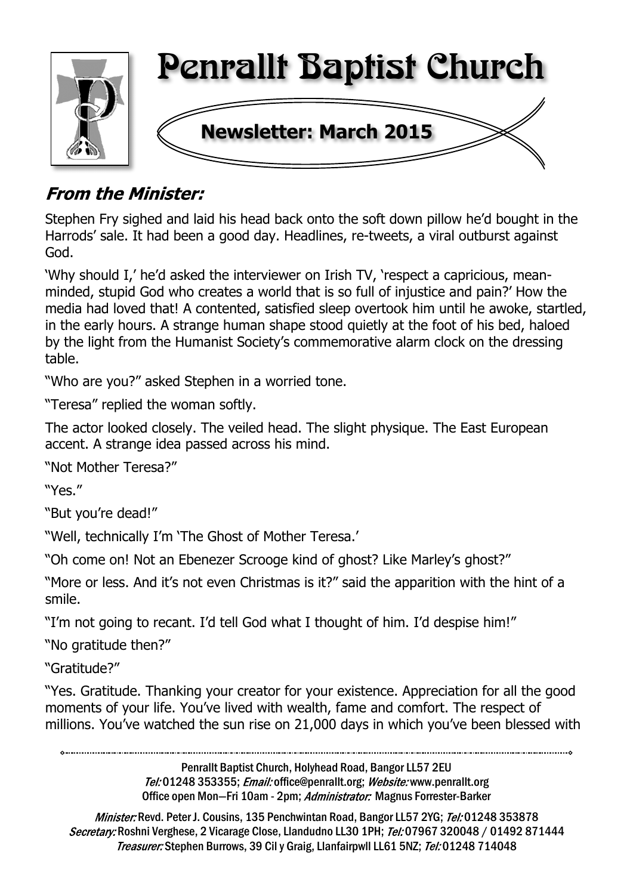# Penrallt Baptist Church

## Newsletter: March 2015

### *From the Minister:*

Stephen Fry sighed and laid his head back onto the soft down pillow he'd bought in the Harrods' sale. It had been a good day. Headlines, re-tweets, a viral outburst against God.

'Why should I,' he'd asked the interviewer on Irish TV, 'respect a capricious, mean-minded, stupid God who creates a world that is so full of injustice and pain?' How the media had loved that! A contented, satisfied sleep overtook him until he awoke, startled, in the early hours. A strange human shape stood quietly at the foot of his bed, haloed by the light from the Humanist Society's commemorative alarm clock on the dressing table.

"Who are you?" asked Stephen in a worried tone.

"Teresa" replied the woman softly.

The actor looked closely. The veiled head. The slight physique. The East European accent. A strange idea passed across his mind.

"Not Mother Teresa?"

"Yes."

"But you're dead!"

"Well, technically I'm 'The Ghost of Mother Teresa.'

"Oh come on! Not an Ebenezer Scrooge kind of ghost? Like Marley's ghost?"

"More or less. And it's not even Christmas is it?" said the apparition with the hint of a smile.

"I'm not going to recant. I'd tell God what I thought of him. I'd despise him!"

"No gratitude then?"

"Gratitude?"

"Yes. Gratitude. Thanking your creator for your existence. Appreciation for all the good moments of your life. You've lived with wealth, fame and comfort. The respect of millions. You've watched the sun rise on 21,000 days in which you've been blessed with

---

Penrallt Baptist Church, Holyhead Road, Bangor LL57 2EU
*Tel:* 01248 353355; *Email:* office@penrallt.org; *Website:* www.penrallt.org
Office open Mon—Fri 10am - 2pm; *Administrator:* Magnus Forrester-Barker

*Minister:* Revd. Peter J. Cousins, 135 Penchwintan Road, Bangor LL57 2YG; *Tel:* 01248 353878
*Secretary:* Roshni Verghese, 2 Vicarage Close, Llandudno LL30 1PH; *Tel:* 07967 320048 / 01492 871444
*Treasurer:* Stephen Burrows, 39 Cil y Graig, Llanfairpwll LL61 5NZ; *Tel:* 01248 714048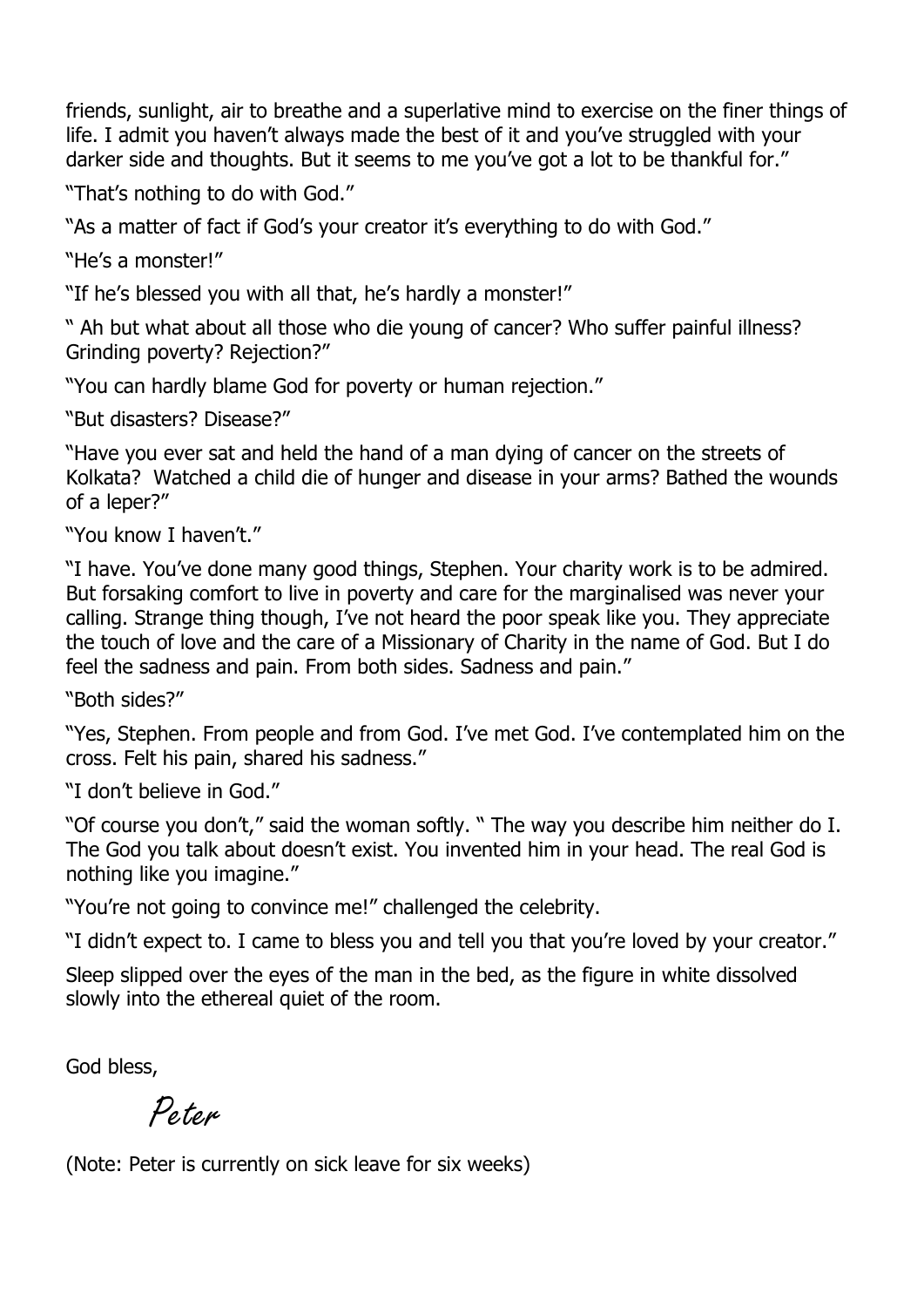friends, sunlight, air to breathe and a superlative mind to exercise on the finer things of life. I admit you haven't always made the best of it and you've struggled with your darker side and thoughts. But it seems to me you've got a lot to be thankful for."

"That's nothing to do with God."

"As a matter of fact if God's your creator it's everything to do with God."

"He's a monster!"

"If he's blessed you with all that, he's hardly a monster!"

" Ah but what about all those who die young of cancer? Who suffer painful illness? Grinding poverty? Rejection?"

"You can hardly blame God for poverty or human rejection."

"But disasters? Disease?"

"Have you ever sat and held the hand of a man dying of cancer on the streets of Kolkata? Watched a child die of hunger and disease in your arms? Bathed the wounds of a leper?"

"You know I haven't."

"I have. You've done many good things, Stephen. Your charity work is to be admired. But forsaking comfort to live in poverty and care for the marginalised was never your calling. Strange thing though, I've not heard the poor speak like you. They appreciate the touch of love and the care of a Missionary of Charity in the name of God. But I do feel the sadness and pain. From both sides. Sadness and pain."

"Both sides?"

"Yes, Stephen. From people and from God. I've met God. I've contemplated him on the cross. Felt his pain, shared his sadness."

"I don't believe in God."

"Of course you don't," said the woman softly. " The way you describe him neither do I. The God you talk about doesn't exist. You invented him in your head. The real God is nothing like you imagine."

"You're not going to convince me!" challenged the celebrity.

"I didn't expect to. I came to bless you and tell you that you're loved by your creator."

Sleep slipped over the eyes of the man in the bed, as the figure in white dissolved slowly into the ethereal quiet of the room.

God bless,

*Peter*

(Note: Peter is currently on sick leave for six weeks)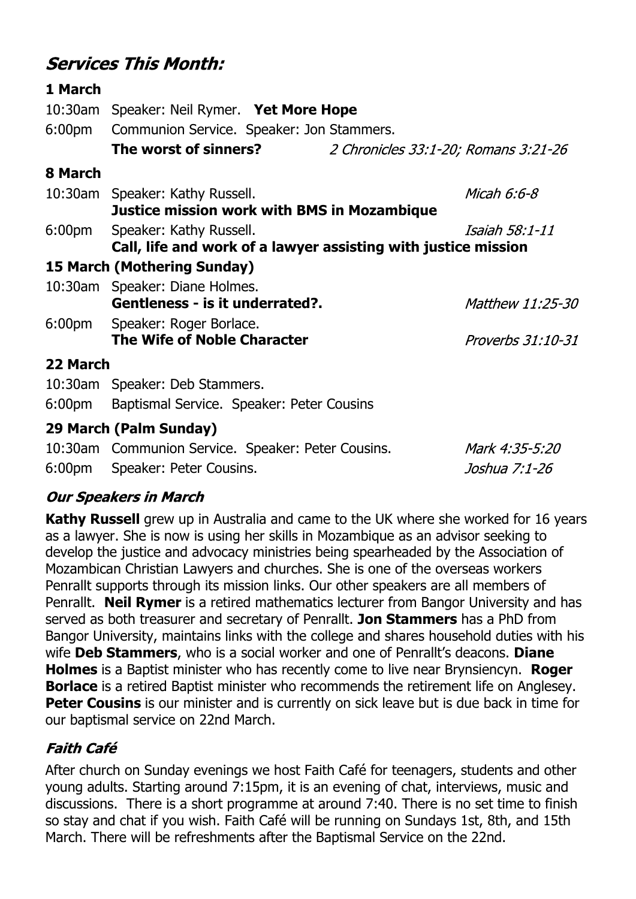## *Services This Month:*

### 1 March

10:30am Speaker: Neil Rymer. **Yet More Hope**

6:00pm Communion Service. Speaker: Jon Stammers.
**The worst of sinners?** *2 Chronicles 33:1-20; Romans 3:21-26*

### 8 March

10:30am Speaker: Kathy Russell. *Micah 6:6-8*
**Justice mission work with BMS in Mozambique**

6:00pm Speaker: Kathy Russell. *Isaiah 58:1-11*
**Call, life and work of a lawyer assisting with justice mission**

### 15 March (Mothering Sunday)

10:30am Speaker: Diane Holmes.
**Gentleness - is it underrated?.** *Matthew 11:25-30*

6:00pm Speaker: Roger Borlace.
**The Wife of Noble Character** *Proverbs 31:10-31*

### 22 March

10:30am Speaker: Deb Stammers.

6:00pm Baptismal Service. Speaker: Peter Cousins

### 29 March (Palm Sunday)

10:30am Communion Service. Speaker: Peter Cousins. *Mark 4:35-5:20*

6:00pm Speaker: Peter Cousins. *Joshua 7:1-26*

## *Our Speakers in March*

**Kathy Russell** grew up in Australia and came to the UK where she worked for 16 years as a lawyer. She is now is using her skills in Mozambique as an advisor seeking to develop the justice and advocacy ministries being spearheaded by the Association of Mozambican Christian Lawyers and churches. She is one of the overseas workers Penrallt supports through its mission links. Our other speakers are all members of Penrallt. **Neil Rymer** is a retired mathematics lecturer from Bangor University and has served as both treasurer and secretary of Penrallt. **Jon Stammers** has a PhD from Bangor University, maintains links with the college and shares household duties with his wife **Deb Stammers**, who is a social worker and one of Penrallt's deacons. **Diane Holmes** is a Baptist minister who has recently come to live near Brynsiencyn. **Roger Borlace** is a retired Baptist minister who recommends the retirement life on Anglesey. **Peter Cousins** is our minister and is currently on sick leave but is due back in time for our baptismal service on 22nd March.

## *Faith Café*

After church on Sunday evenings we host Faith Café for teenagers, students and other young adults. Starting around 7:15pm, it is an evening of chat, interviews, music and discussions. There is a short programme at around 7:40. There is no set time to finish so stay and chat if you wish. Faith Café will be running on Sundays 1st, 8th, and 15th March. There will be refreshments after the Baptismal Service on the 22nd.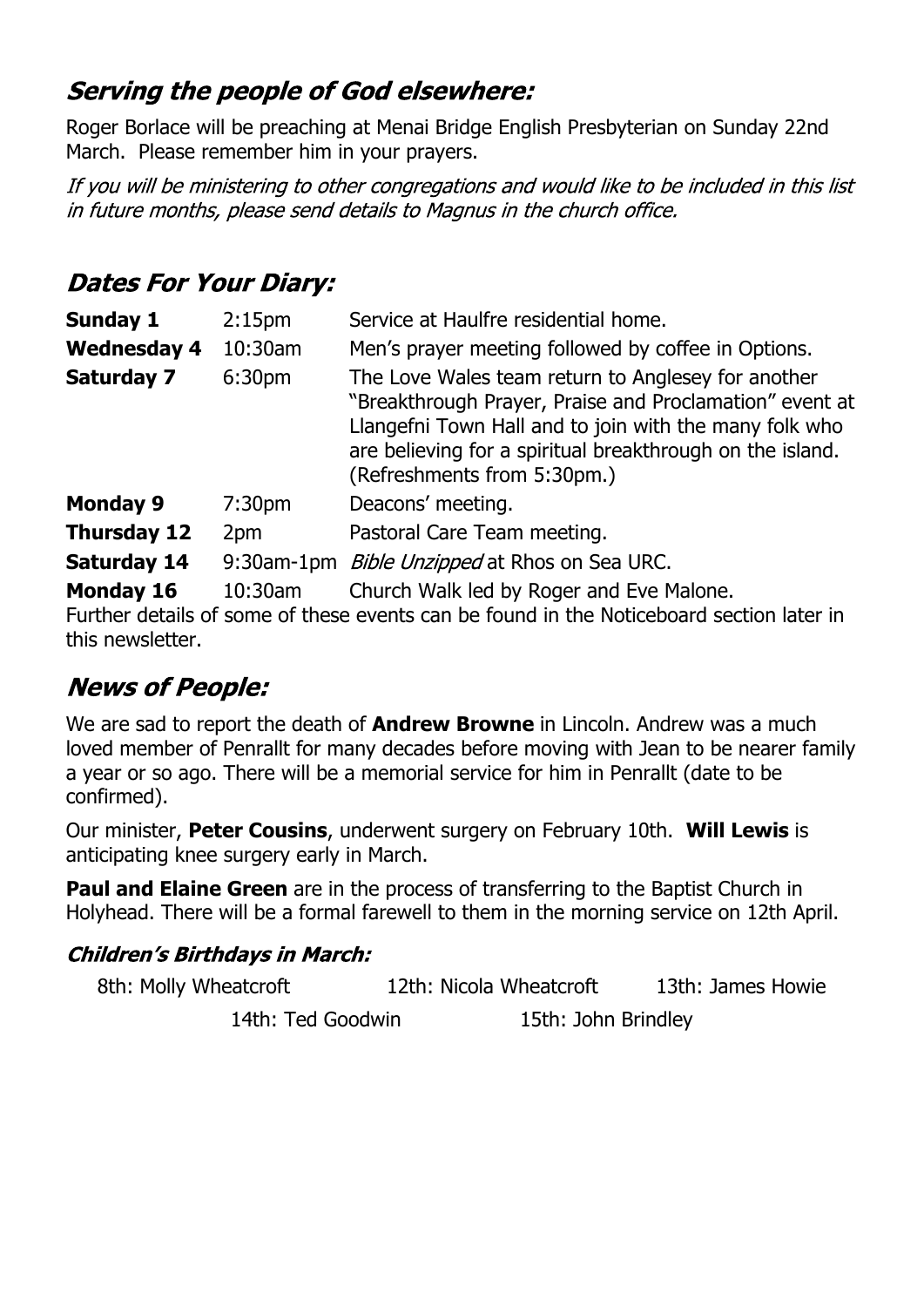## *Serving the people of God elsewhere:*

Roger Borlace will be preaching at Menai Bridge English Presbyterian on Sunday 22nd March. Please remember him in your prayers.

*If you will be ministering to other congregations and would like to be included in this list in future months, please send details to Magnus in the church office.*

## *Dates For Your Diary:*

| | | |
|---|---|---|
| **Sunday 1** | 2:15pm | Service at Haulfre residential home. |
| **Wednesday 4** | 10:30am | Men's prayer meeting followed by coffee in Options. |
| **Saturday 7** | 6:30pm | The Love Wales team return to Anglesey for another "Breakthrough Prayer, Praise and Proclamation" event at Llangefni Town Hall and to join with the many folk who are believing for a spiritual breakthrough on the island. (Refreshments from 5:30pm.) |
| **Monday 9** | 7:30pm | Deacons' meeting. |
| **Thursday 12** | 2pm | Pastoral Care Team meeting. |
| **Saturday 14** | 9:30am-1pm | *Bible Unzipped* at Rhos on Sea URC. |
| **Monday 16** | 10:30am | Church Walk led by Roger and Eve Malone. |

Further details of some of these events can be found in the Noticeboard section later in this newsletter.

## *News of People:*

We are sad to report the death of **Andrew Browne** in Lincoln. Andrew was a much loved member of Penrallt for many decades before moving with Jean to be nearer family a year or so ago. There will be a memorial service for him in Penrallt (date to be confirmed).

Our minister, **Peter Cousins**, underwent surgery on February 10th. **Will Lewis** is anticipating knee surgery early in March.

**Paul and Elaine Green** are in the process of transferring to the Baptist Church in Holyhead. There will be a formal farewell to them in the morning service on 12th April.

### *Children's Birthdays in March:*

8th: Molly Wheatcroft  12th: Nicola Wheatcroft  13th: James Howie

14th: Ted Goodwin  15th: John Brindley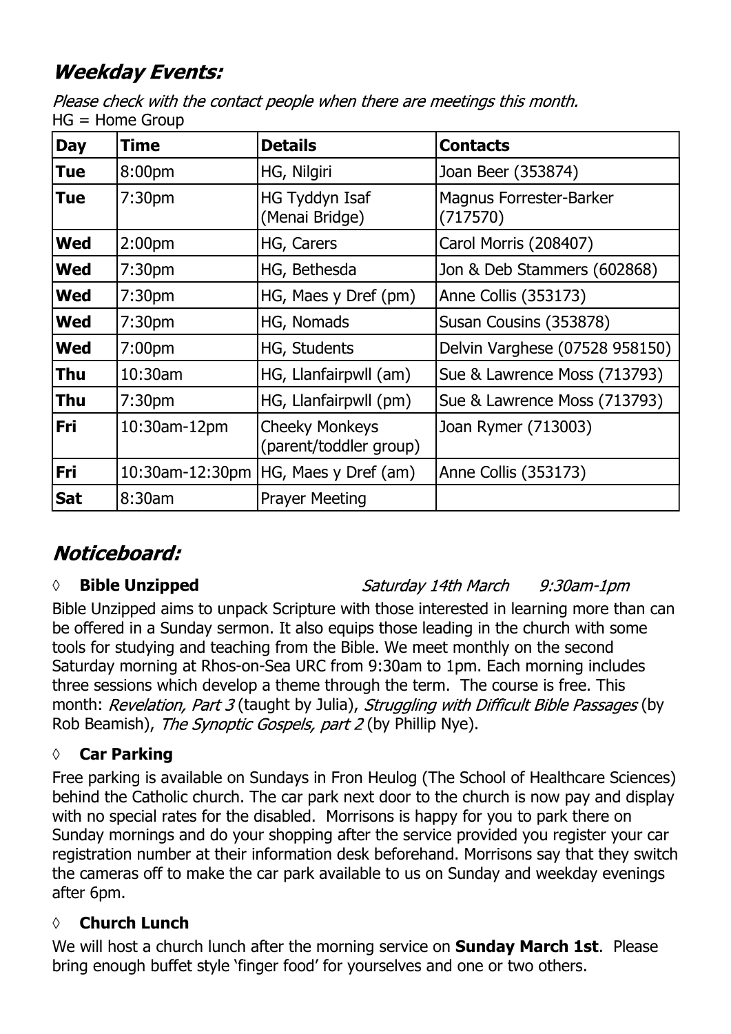## *Weekday Events:*

*Please check with the contact people when there are meetings this month.*
HG = Home Group

| Day | Time | Details | Contacts |
|---|---|---|---|
| **Tue** | 8:00pm | HG, Nilgiri | Joan Beer (353874) |
| **Tue** | 7:30pm | HG Tyddyn Isaf (Menai Bridge) | Magnus Forrester-Barker (717570) |
| **Wed** | 2:00pm | HG, Carers | Carol Morris (208407) |
| **Wed** | 7:30pm | HG, Bethesda | Jon & Deb Stammers (602868) |
| **Wed** | 7:30pm | HG, Maes y Dref (pm) | Anne Collis (353173) |
| **Wed** | 7:30pm | HG, Nomads | Susan Cousins (353878) |
| **Wed** | 7:00pm | HG, Students | Delvin Varghese (07528 958150) |
| **Thu** | 10:30am | HG, Llanfairpwll (am) | Sue & Lawrence Moss (713793) |
| **Thu** | 7:30pm | HG, Llanfairpwll (pm) | Sue & Lawrence Moss (713793) |
| **Fri** | 10:30am-12pm | Cheeky Monkeys (parent/toddler group) | Joan Rymer (713003) |
| **Fri** | 10:30am-12:30pm | HG, Maes y Dref (am) | Anne Collis (353173) |
| **Sat** | 8:30am | Prayer Meeting | |

## *Noticeboard:*

◊ **Bible Unzipped** *Saturday 14th March 9:30am-1pm*

Bible Unzipped aims to unpack Scripture with those interested in learning more than can be offered in a Sunday sermon. It also equips those leading in the church with some tools for studying and teaching from the Bible. We meet monthly on the second Saturday morning at Rhos-on-Sea URC from 9:30am to 1pm. Each morning includes three sessions which develop a theme through the term. The course is free. This month: *Revelation, Part 3* (taught by Julia), *Struggling with Difficult Bible Passages* (by Rob Beamish), *The Synoptic Gospels, part 2* (by Phillip Nye).

◊ **Car Parking**

Free parking is available on Sundays in Fron Heulog (The School of Healthcare Sciences) behind the Catholic church. The car park next door to the church is now pay and display with no special rates for the disabled. Morrisons is happy for you to park there on Sunday mornings and do your shopping after the service provided you register your car registration number at their information desk beforehand. Morrisons say that they switch the cameras off to make the car park available to us on Sunday and weekday evenings after 6pm.

◊ **Church Lunch**

We will host a church lunch after the morning service on **Sunday March 1st**. Please bring enough buffet style 'finger food' for yourselves and one or two others.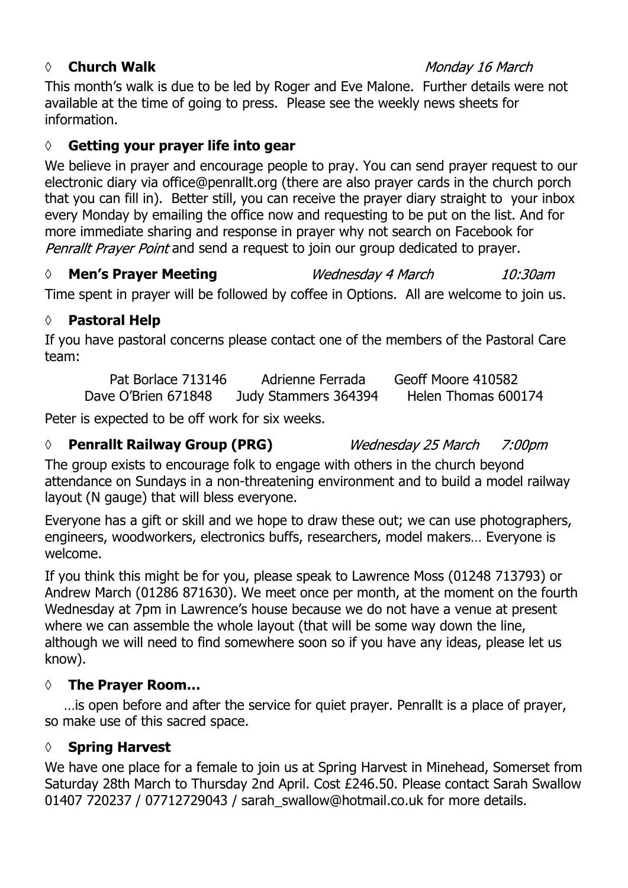### ◊ **Church Walk** *Monday 16 March*

This month's walk is due to be led by Roger and Eve Malone. Further details were not available at the time of going to press. Please see the weekly news sheets for information.

### ◊ **Getting your prayer life into gear**

We believe in prayer and encourage people to pray. You can send prayer request to our electronic diary via office@penrallt.org (there are also prayer cards in the church porch that you can fill in). Better still, you can receive the prayer diary straight to your inbox every Monday by emailing the office now and requesting to be put on the list. And for more immediate sharing and response in prayer why not search on Facebook for *Penrallt Prayer Point* and send a request to join our group dedicated to prayer.

### ◊ **Men's Prayer Meeting** *Wednesday 4 March* *10:30am*

Time spent in prayer will be followed by coffee in Options. All are welcome to join us.

### ◊ **Pastoral Help**

If you have pastoral concerns please contact one of the members of the Pastoral Care team:

Pat Borlace 713146 Adrienne Ferrada Geoff Moore 410582
Dave O'Brien 671848 Judy Stammers 364394 Helen Thomas 600174

Peter is expected to be off work for six weeks.

### ◊ **Penrallt Railway Group (PRG)** *Wednesday 25 March* *7:00pm*

The group exists to encourage folk to engage with others in the church beyond attendance on Sundays in a non-threatening environment and to build a model railway layout (N gauge) that will bless everyone.

Everyone has a gift or skill and we hope to draw these out; we can use photographers, engineers, woodworkers, electronics buffs, researchers, model makers… Everyone is welcome.

If you think this might be for you, please speak to Lawrence Moss (01248 713793) or Andrew March (01286 871630). We meet once per month, at the moment on the fourth Wednesday at 7pm in Lawrence's house because we do not have a venue at present where we can assemble the whole layout (that will be some way down the line, although we will need to find somewhere soon so if you have any ideas, please let us know).

### ◊ **The Prayer Room…**

…is open before and after the service for quiet prayer. Penrallt is a place of prayer, so make use of this sacred space.

### ◊ **Spring Harvest**

We have one place for a female to join us at Spring Harvest in Minehead, Somerset from Saturday 28th March to Thursday 2nd April. Cost £246.50. Please contact Sarah Swallow 01407 720237 / 07712729043 / sarah_swallow@hotmail.co.uk for more details.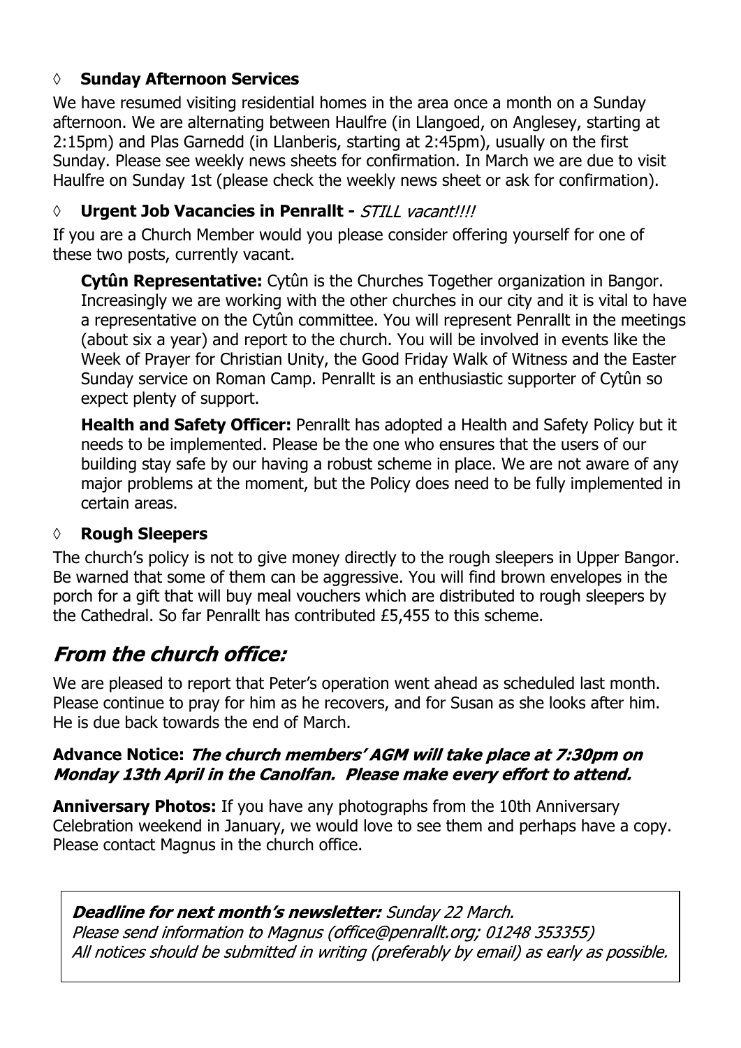◊ **Sunday Afternoon Services**

We have resumed visiting residential homes in the area once a month on a Sunday afternoon. We are alternating between Haulfre (in Llangoed, on Anglesey, starting at 2:15pm) and Plas Garnedd (in Llanberis, starting at 2:45pm), usually on the first Sunday. Please see weekly news sheets for confirmation. In March we are due to visit Haulfre on Sunday 1st (please check the weekly news sheet or ask for confirmation).

◊ **Urgent Job Vacancies in Penrallt -** *STILL vacant!!!!*

If you are a Church Member would you please consider offering yourself for one of these two posts, currently vacant.

**Cytûn Representative:** Cytûn is the Churches Together organization in Bangor. Increasingly we are working with the other churches in our city and it is vital to have a representative on the Cytûn committee. You will represent Penrallt in the meetings (about six a year) and report to the church. You will be involved in events like the Week of Prayer for Christian Unity, the Good Friday Walk of Witness and the Easter Sunday service on Roman Camp. Penrallt is an enthusiastic supporter of Cytûn so expect plenty of support.

**Health and Safety Officer:** Penrallt has adopted a Health and Safety Policy but it needs to be implemented. Please be the one who ensures that the users of our building stay safe by our having a robust scheme in place. We are not aware of any major problems at the moment, but the Policy does need to be fully implemented in certain areas.

◊ **Rough Sleepers**

The church's policy is not to give money directly to the rough sleepers in Upper Bangor. Be warned that some of them can be aggressive. You will find brown envelopes in the porch for a gift that will buy meal vouchers which are distributed to rough sleepers by the Cathedral. So far Penrallt has contributed £5,455 to this scheme.

## *From the church office:*

We are pleased to report that Peter's operation went ahead as scheduled last month. Please continue to pray for him as he recovers, and for Susan as she looks after him. He is due back towards the end of March.

**Advance Notice:** ***The church members' AGM will take place at 7:30pm on Monday 13th April in the Canolfan. Please make every effort to attend.***

**Anniversary Photos:** If you have any photographs from the 10th Anniversary Celebration weekend in January, we would love to see them and perhaps have a copy. Please contact Magnus in the church office.

***Deadline for next month's newsletter:*** *Sunday 22 March.*
*Please send information to Magnus (office@penrallt.org; 01248 353355)*
*All notices should be submitted in writing (preferably by email) as early as possible.*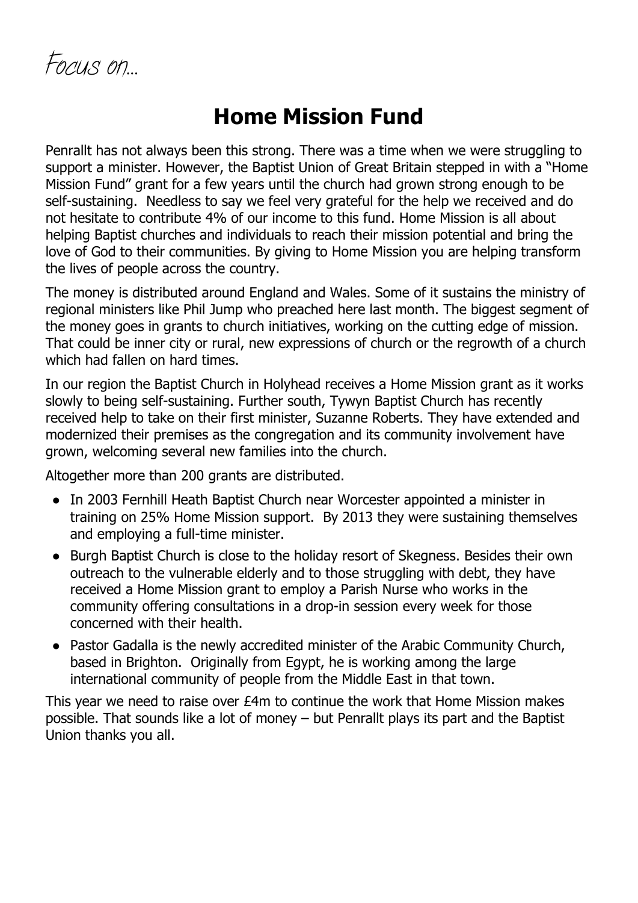*Focus on...*

# Home Mission Fund

Penrallt has not always been this strong. There was a time when we were struggling to support a minister. However, the Baptist Union of Great Britain stepped in with a "Home Mission Fund" grant for a few years until the church had grown strong enough to be self-sustaining. Needless to say we feel very grateful for the help we received and do not hesitate to contribute 4% of our income to this fund. Home Mission is all about helping Baptist churches and individuals to reach their mission potential and bring the love of God to their communities. By giving to Home Mission you are helping transform the lives of people across the country.

The money is distributed around England and Wales. Some of it sustains the ministry of regional ministers like Phil Jump who preached here last month. The biggest segment of the money goes in grants to church initiatives, working on the cutting edge of mission. That could be inner city or rural, new expressions of church or the regrowth of a church which had fallen on hard times.

In our region the Baptist Church in Holyhead receives a Home Mission grant as it works slowly to being self-sustaining. Further south, Tywyn Baptist Church has recently received help to take on their first minister, Suzanne Roberts. They have extended and modernized their premises as the congregation and its community involvement have grown, welcoming several new families into the church.

Altogether more than 200 grants are distributed.

- In 2003 Fernhill Heath Baptist Church near Worcester appointed a minister in training on 25% Home Mission support. By 2013 they were sustaining themselves and employing a full-time minister.
- Burgh Baptist Church is close to the holiday resort of Skegness. Besides their own outreach to the vulnerable elderly and to those struggling with debt, they have received a Home Mission grant to employ a Parish Nurse who works in the community offering consultations in a drop-in session every week for those concerned with their health.
- Pastor Gadalla is the newly accredited minister of the Arabic Community Church, based in Brighton. Originally from Egypt, he is working among the large international community of people from the Middle East in that town.

This year we need to raise over £4m to continue the work that Home Mission makes possible. That sounds like a lot of money – but Penrallt plays its part and the Baptist Union thanks you all.